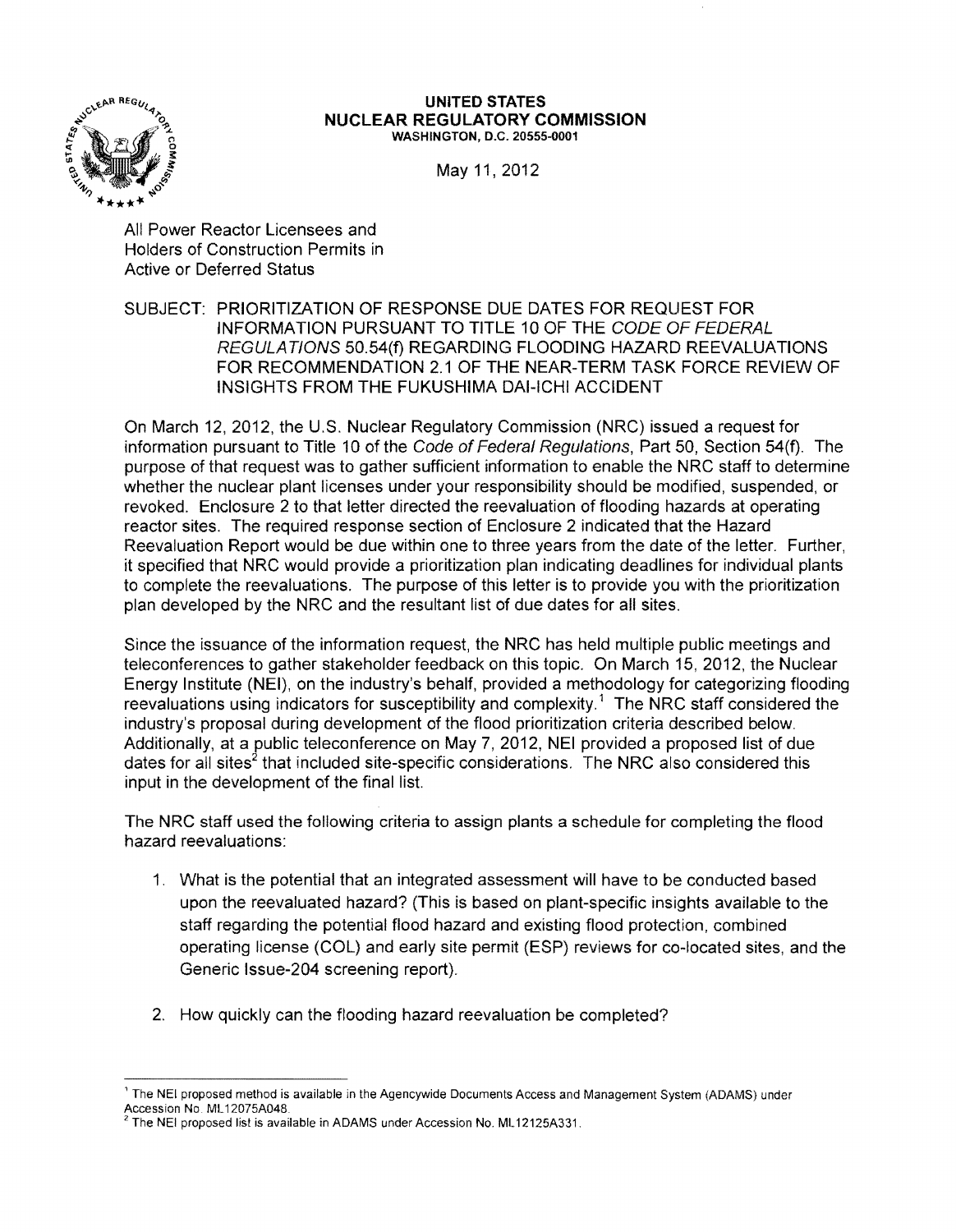**UNITED STATES**
**NUCLEAR REGULATORY COMMISSION**
WASHINGTON, D.C. 20555-0001

May 11, 2012

All Power Reactor Licensees and
Holders of Construction Permits in
Active or Deferred Status

SUBJECT: PRIORITIZATION OF RESPONSE DUE DATES FOR REQUEST FOR INFORMATION PURSUANT TO TITLE 10 OF THE *CODE OF FEDERAL REGULATIONS* 50.54(f) REGARDING FLOODING HAZARD REEVALUATIONS FOR RECOMMENDATION 2.1 OF THE NEAR-TERM TASK FORCE REVIEW OF INSIGHTS FROM THE FUKUSHIMA DAI-ICHI ACCIDENT

On March 12, 2012, the U.S. Nuclear Regulatory Commission (NRC) issued a request for information pursuant to Title 10 of the *Code of Federal Regulations*, Part 50, Section 54(f). The purpose of that request was to gather sufficient information to enable the NRC staff to determine whether the nuclear plant licenses under your responsibility should be modified, suspended, or revoked. Enclosure 2 to that letter directed the reevaluation of flooding hazards at operating reactor sites. The required response section of Enclosure 2 indicated that the Hazard Reevaluation Report would be due within one to three years from the date of the letter. Further, it specified that NRC would provide a prioritization plan indicating deadlines for individual plants to complete the reevaluations. The purpose of this letter is to provide you with the prioritization plan developed by the NRC and the resultant list of due dates for all sites.

Since the issuance of the information request, the NRC has held multiple public meetings and teleconferences to gather stakeholder feedback on this topic. On March 15, 2012, the Nuclear Energy Institute (NEI), on the industry's behalf, provided a methodology for categorizing flooding reevaluations using indicators for susceptibility and complexity.[1] The NRC staff considered the industry's proposal during development of the flood prioritization criteria described below. Additionally, at a public teleconference on May 7, 2012, NEI provided a proposed list of due dates for all sites[2] that included site-specific considerations. The NRC also considered this input in the development of the final list.

The NRC staff used the following criteria to assign plants a schedule for completing the flood hazard reevaluations:

1. What is the potential that an integrated assessment will have to be conducted based upon the reevaluated hazard? (This is based on plant-specific insights available to the staff regarding the potential flood hazard and existing flood protection, combined operating license (COL) and early site permit (ESP) reviews for co-located sites, and the Generic Issue-204 screening report).

2. How quickly can the flooding hazard reevaluation be completed?

[1] The NEI proposed method is available in the Agencywide Documents Access and Management System (ADAMS) under Accession No. ML12075A048.

[2] The NEI proposed list is available in ADAMS under Accession No. ML12125A331.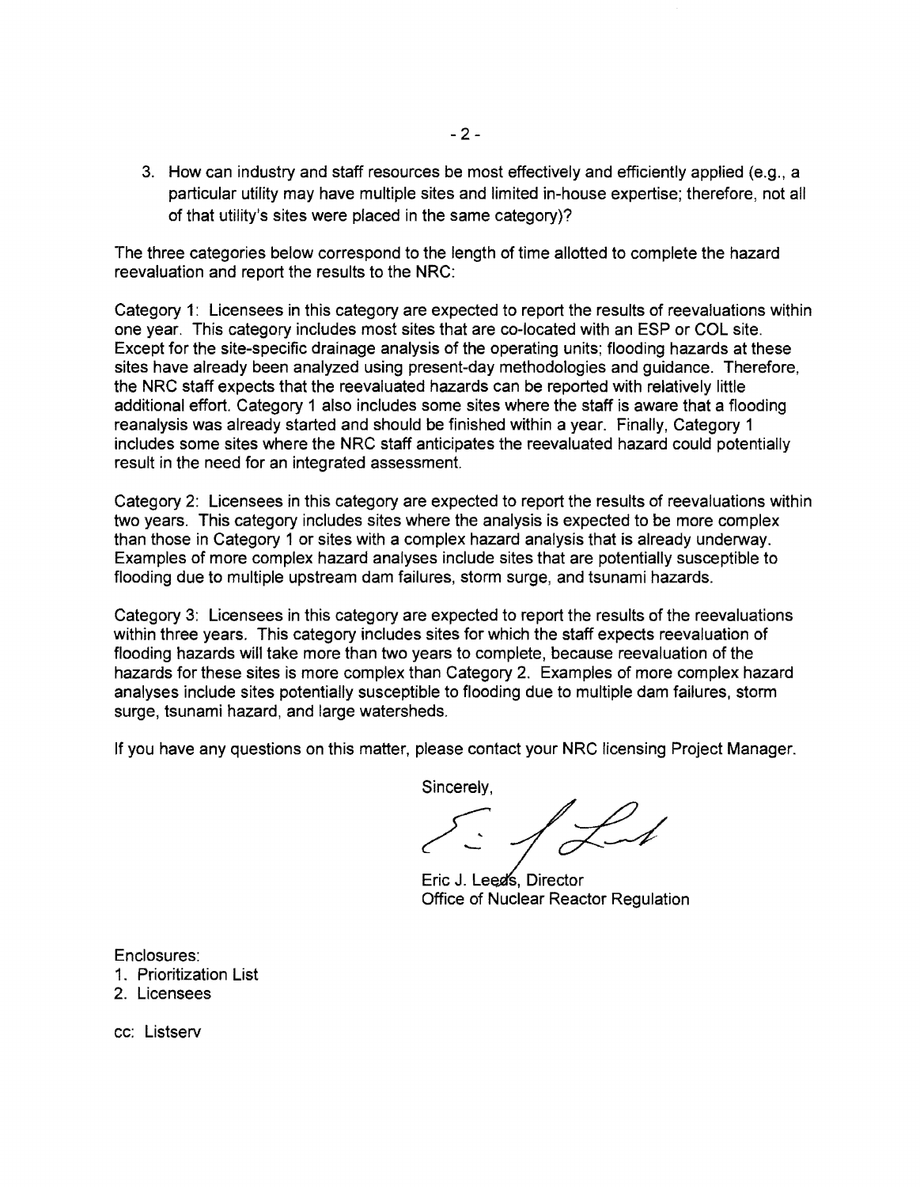3. How can industry and staff resources be most effectively and efficiently applied (e.g., a particular utility may have multiple sites and limited in-house expertise; therefore, not all of that utility's sites were placed in the same category)?

The three categories below correspond to the length of time allotted to complete the hazard reevaluation and report the results to the NRC:

Category 1: Licensees in this category are expected to report the results of reevaluations within one year. This category includes most sites that are co-located with an ESP or COL site. Except for the site-specific drainage analysis of the operating units; flooding hazards at these sites have already been analyzed using present-day methodologies and guidance. Therefore, the NRC staff expects that the reevaluated hazards can be reported with relatively little additional effort. Category 1 also includes some sites where the staff is aware that a flooding reanalysis was already started and should be finished within a year. Finally, Category 1 includes some sites where the NRC staff anticipates the reevaluated hazard could potentially result in the need for an integrated assessment.

Category 2: Licensees in this category are expected to report the results of reevaluations within two years. This category includes sites where the analysis is expected to be more complex than those in Category 1 or sites with a complex hazard analysis that is already underway. Examples of more complex hazard analyses include sites that are potentially susceptible to flooding due to multiple upstream dam failures, storm surge, and tsunami hazards.

Category 3: Licensees in this category are expected to report the results of the reevaluations within three years. This category includes sites for which the staff expects reevaluation of flooding hazards will take more than two years to complete, because reevaluation of the hazards for these sites is more complex than Category 2. Examples of more complex hazard analyses include sites potentially susceptible to flooding due to multiple dam failures, storm surge, tsunami hazard, and large watersheds.

If you have any questions on this matter, please contact your NRC licensing Project Manager.

Sincerely,

Eric J. Leeds, Director
Office of Nuclear Reactor Regulation

Enclosures:
1. Prioritization List
2. Licensees

cc: Listserv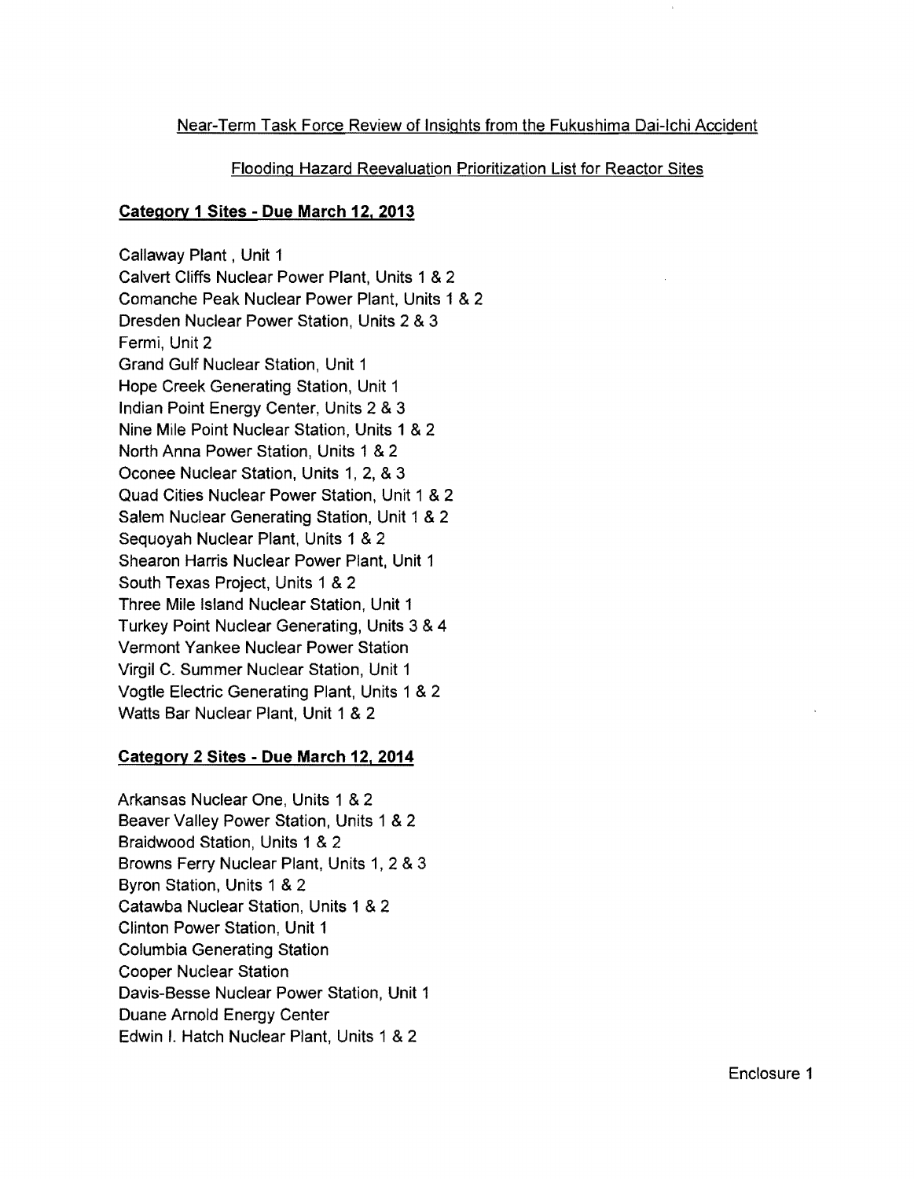Near-Term Task Force Review of Insights from the Fukushima Dai-Ichi Accident

Flooding Hazard Reevaluation Prioritization List for Reactor Sites

**Category 1 Sites - Due March 12, 2013**

Callaway Plant , Unit 1
Calvert Cliffs Nuclear Power Plant, Units 1 & 2
Comanche Peak Nuclear Power Plant, Units 1 & 2
Dresden Nuclear Power Station, Units 2 & 3
Fermi, Unit 2
Grand Gulf Nuclear Station, Unit 1
Hope Creek Generating Station, Unit 1
Indian Point Energy Center, Units 2 & 3
Nine Mile Point Nuclear Station, Units 1 & 2
North Anna Power Station, Units 1 & 2
Oconee Nuclear Station, Units 1, 2, & 3
Quad Cities Nuclear Power Station, Unit 1 & 2
Salem Nuclear Generating Station, Unit 1 & 2
Sequoyah Nuclear Plant, Units 1 & 2
Shearon Harris Nuclear Power Plant, Unit 1
South Texas Project, Units 1 & 2
Three Mile Island Nuclear Station, Unit 1
Turkey Point Nuclear Generating, Units 3 & 4
Vermont Yankee Nuclear Power Station
Virgil C. Summer Nuclear Station, Unit 1
Vogtle Electric Generating Plant, Units 1 & 2
Watts Bar Nuclear Plant, Unit 1 & 2

**Category 2 Sites - Due March 12, 2014**

Arkansas Nuclear One, Units 1 & 2
Beaver Valley Power Station, Units 1 & 2
Braidwood Station, Units 1 & 2
Browns Ferry Nuclear Plant, Units 1, 2 & 3
Byron Station, Units 1 & 2
Catawba Nuclear Station, Units 1 & 2
Clinton Power Station, Unit 1
Columbia Generating Station
Cooper Nuclear Station
Davis-Besse Nuclear Power Station, Unit 1
Duane Arnold Energy Center
Edwin I. Hatch Nuclear Plant, Units 1 & 2

Enclosure 1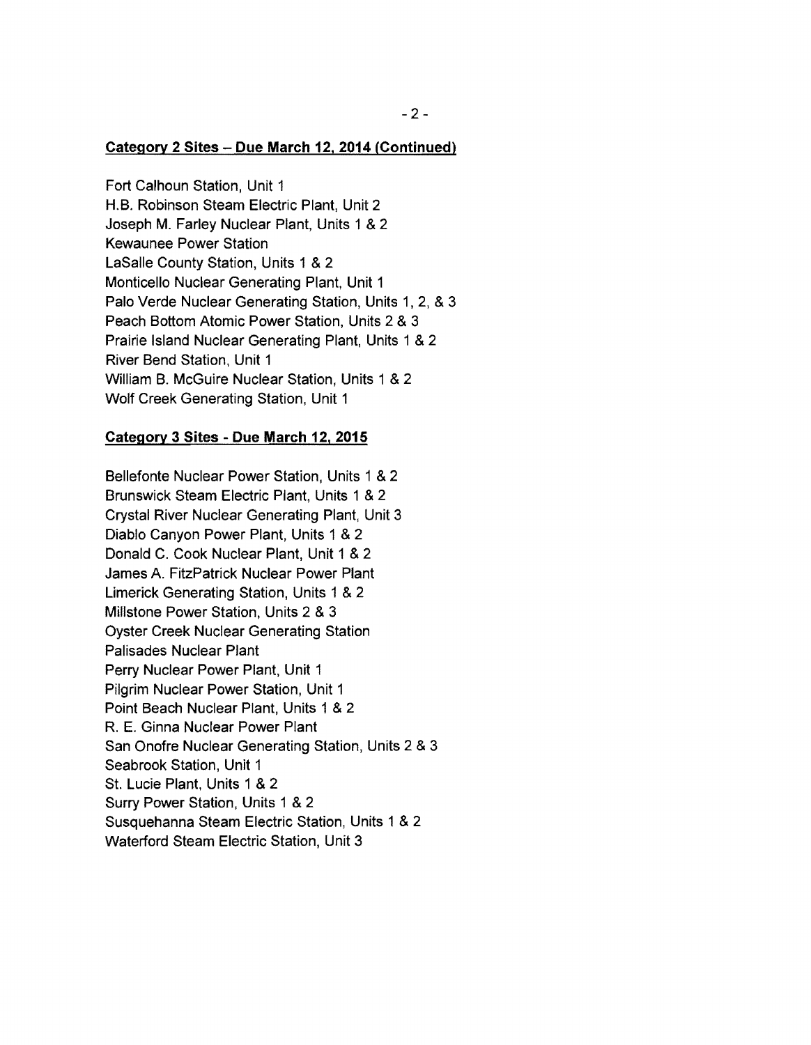**Category 2 Sites – Due March 12, 2014 (Continued)**

Fort Calhoun Station, Unit 1
H.B. Robinson Steam Electric Plant, Unit 2
Joseph M. Farley Nuclear Plant, Units 1 & 2
Kewaunee Power Station
LaSalle County Station, Units 1 & 2
Monticello Nuclear Generating Plant, Unit 1
Palo Verde Nuclear Generating Station, Units 1, 2, & 3
Peach Bottom Atomic Power Station, Units 2 & 3
Prairie Island Nuclear Generating Plant, Units 1 & 2
River Bend Station, Unit 1
William B. McGuire Nuclear Station, Units 1 & 2
Wolf Creek Generating Station, Unit 1

**Category 3 Sites - Due March 12, 2015**

Bellefonte Nuclear Power Station, Units 1 & 2
Brunswick Steam Electric Plant, Units 1 & 2
Crystal River Nuclear Generating Plant, Unit 3
Diablo Canyon Power Plant, Units 1 & 2
Donald C. Cook Nuclear Plant, Unit 1 & 2
James A. FitzPatrick Nuclear Power Plant
Limerick Generating Station, Units 1 & 2
Millstone Power Station, Units 2 & 3
Oyster Creek Nuclear Generating Station
Palisades Nuclear Plant
Perry Nuclear Power Plant, Unit 1
Pilgrim Nuclear Power Station, Unit 1
Point Beach Nuclear Plant, Units 1 & 2
R. E. Ginna Nuclear Power Plant
San Onofre Nuclear Generating Station, Units 2 & 3
Seabrook Station, Unit 1
St. Lucie Plant, Units 1 & 2
Surry Power Station, Units 1 & 2
Susquehanna Steam Electric Station, Units 1 & 2
Waterford Steam Electric Station, Unit 3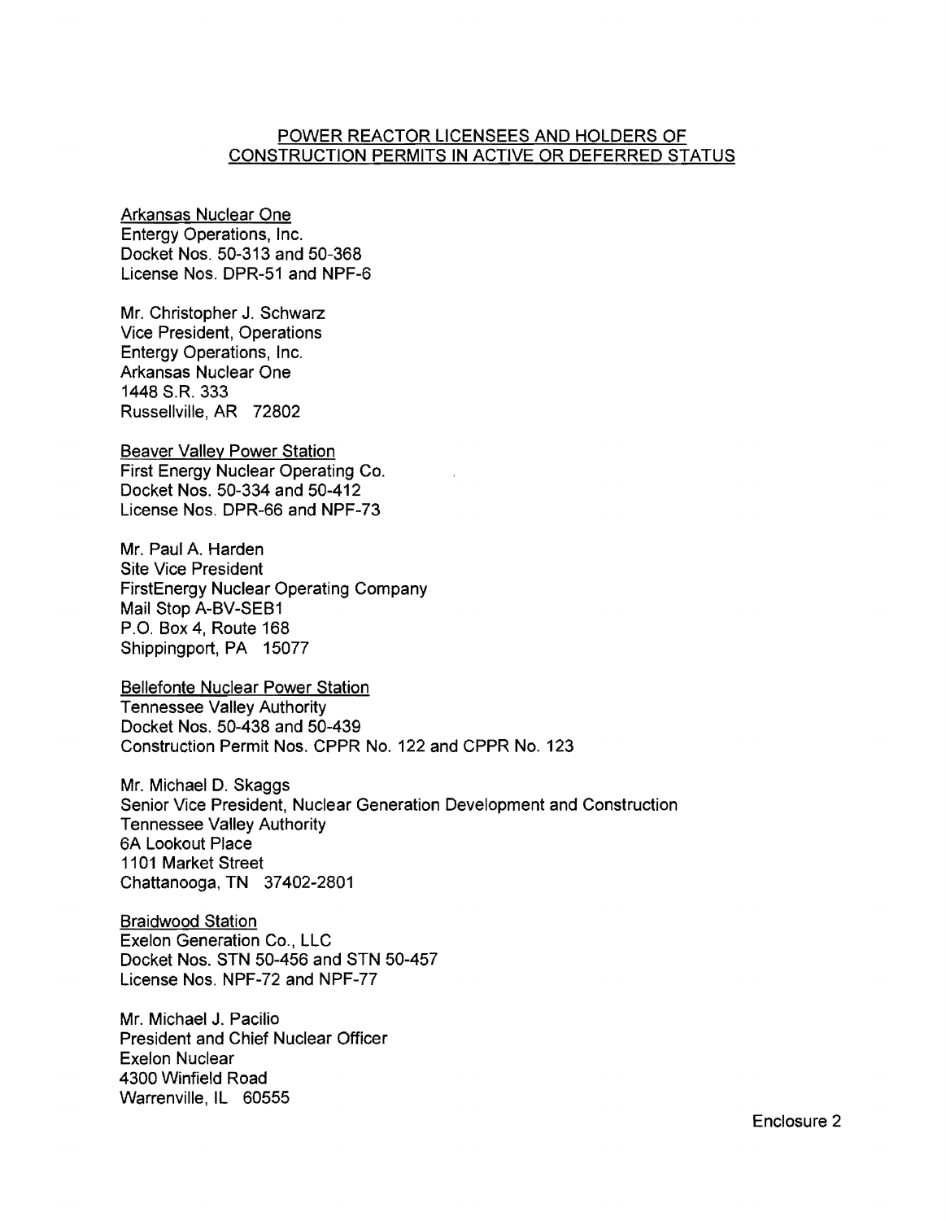## POWER REACTOR LICENSEES AND HOLDERS OF CONSTRUCTION PERMITS IN ACTIVE OR DEFERRED STATUS

Arkansas Nuclear One
Entergy Operations, Inc.
Docket Nos. 50-313 and 50-368
License Nos. DPR-51 and NPF-6

Mr. Christopher J. Schwarz
Vice President, Operations
Entergy Operations, Inc.
Arkansas Nuclear One
1448 S.R. 333
Russellville, AR 72802

Beaver Valley Power Station
First Energy Nuclear Operating Co.
Docket Nos. 50-334 and 50-412
License Nos. DPR-66 and NPF-73

Mr. Paul A. Harden
Site Vice President
FirstEnergy Nuclear Operating Company
Mail Stop A-BV-SEB1
P.O. Box 4, Route 168
Shippingport, PA 15077

Bellefonte Nuclear Power Station
Tennessee Valley Authority
Docket Nos. 50-438 and 50-439
Construction Permit Nos. CPPR No. 122 and CPPR No. 123

Mr. Michael D. Skaggs
Senior Vice President, Nuclear Generation Development and Construction
Tennessee Valley Authority
6A Lookout Place
1101 Market Street
Chattanooga, TN 37402-2801

Braidwood Station
Exelon Generation Co., LLC
Docket Nos. STN 50-456 and STN 50-457
License Nos. NPF-72 and NPF-77

Mr. Michael J. Pacilio
President and Chief Nuclear Officer
Exelon Nuclear
4300 Winfield Road
Warrenville, IL 60555

Enclosure 2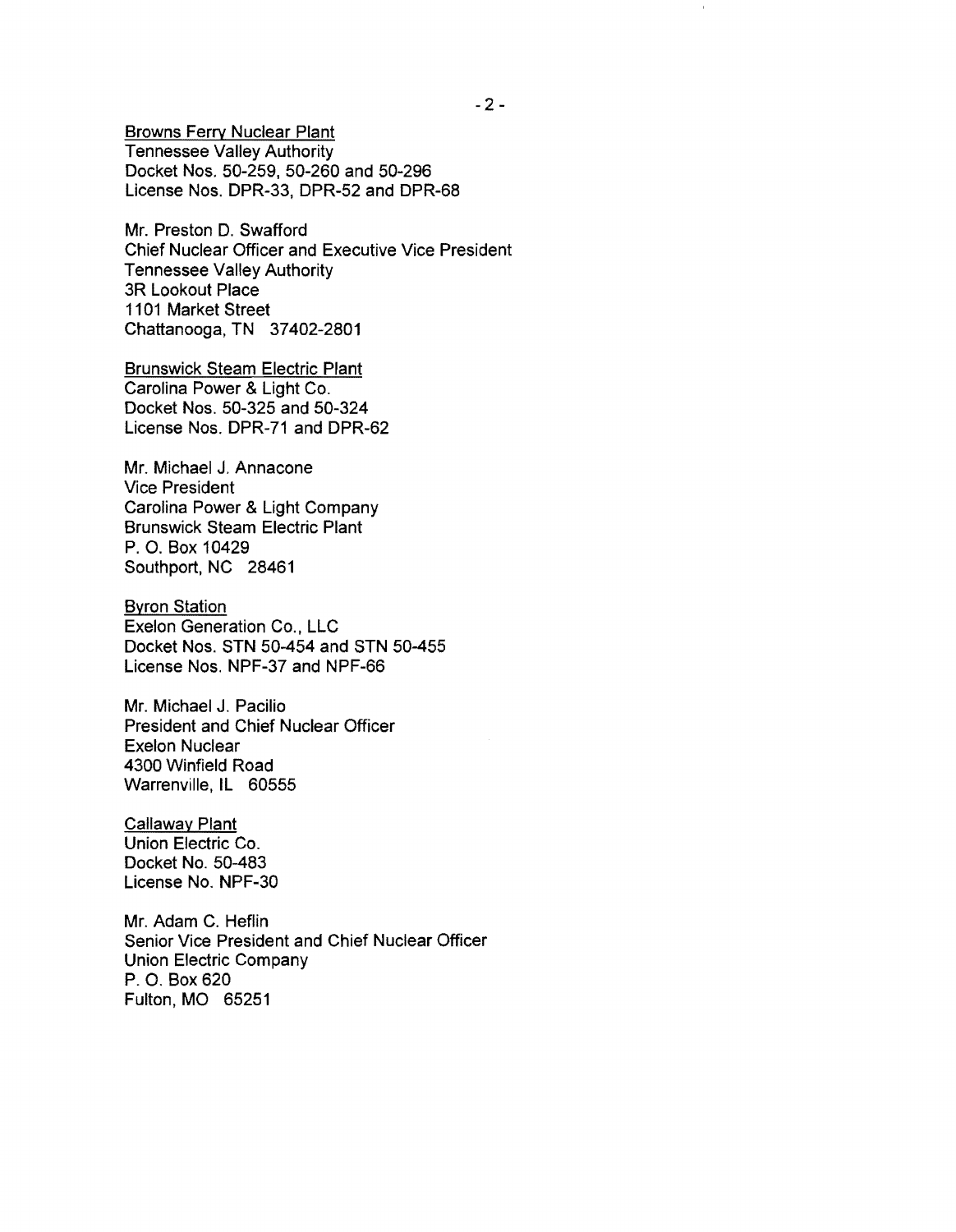Browns Ferry Nuclear Plant
Tennessee Valley Authority
Docket Nos. 50-259, 50-260 and 50-296
License Nos. DPR-33, DPR-52 and DPR-68

Mr. Preston D. Swafford
Chief Nuclear Officer and Executive Vice President
Tennessee Valley Authority
3R Lookout Place
1101 Market Street
Chattanooga, TN 37402-2801

Brunswick Steam Electric Plant
Carolina Power & Light Co.
Docket Nos. 50-325 and 50-324
License Nos. DPR-71 and DPR-62

Mr. Michael J. Annacone
Vice President
Carolina Power & Light Company
Brunswick Steam Electric Plant
P. O. Box 10429
Southport, NC 28461

Byron Station
Exelon Generation Co., LLC
Docket Nos. STN 50-454 and STN 50-455
License Nos. NPF-37 and NPF-66

Mr. Michael J. Pacilio
President and Chief Nuclear Officer
Exelon Nuclear
4300 Winfield Road
Warrenville, IL 60555

Callaway Plant
Union Electric Co.
Docket No. 50-483
License No. NPF-30

Mr. Adam C. Heflin
Senior Vice President and Chief Nuclear Officer
Union Electric Company
P. O. Box 620
Fulton, MO 65251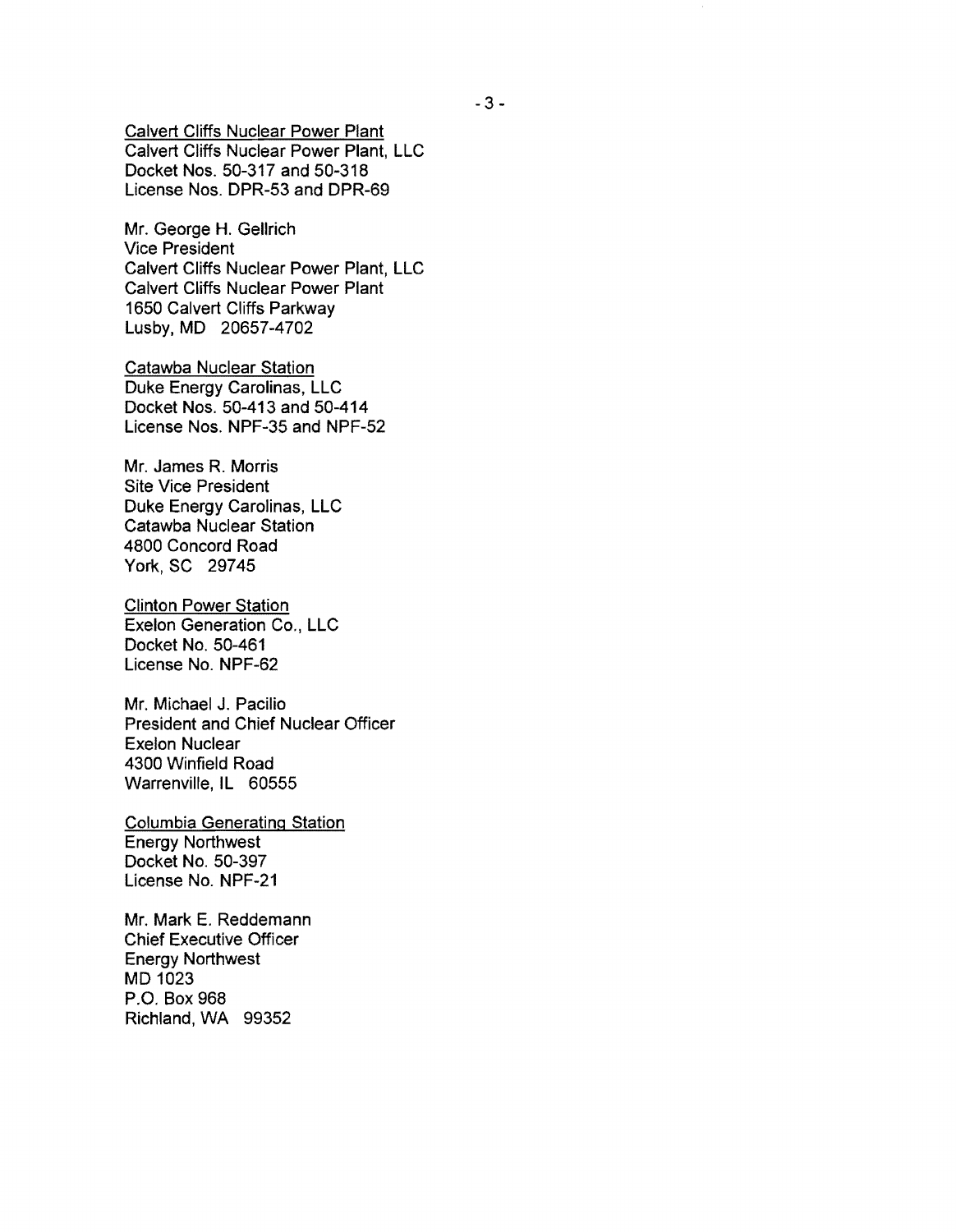Calvert Cliffs Nuclear Power Plant
Calvert Cliffs Nuclear Power Plant, LLC
Docket Nos. 50-317 and 50-318
License Nos. DPR-53 and DPR-69

Mr. George H. Gellrich
Vice President
Calvert Cliffs Nuclear Power Plant, LLC
Calvert Cliffs Nuclear Power Plant
1650 Calvert Cliffs Parkway
Lusby, MD 20657-4702

Catawba Nuclear Station
Duke Energy Carolinas, LLC
Docket Nos. 50-413 and 50-414
License Nos. NPF-35 and NPF-52

Mr. James R. Morris
Site Vice President
Duke Energy Carolinas, LLC
Catawba Nuclear Station
4800 Concord Road
York, SC 29745

Clinton Power Station
Exelon Generation Co., LLC
Docket No. 50-461
License No. NPF-62

Mr. Michael J. Pacilio
President and Chief Nuclear Officer
Exelon Nuclear
4300 Winfield Road
Warrenville, IL 60555

Columbia Generating Station
Energy Northwest
Docket No. 50-397
License No. NPF-21

Mr. Mark E. Reddemann
Chief Executive Officer
Energy Northwest
MD 1023
P.O. Box 968
Richland, WA 99352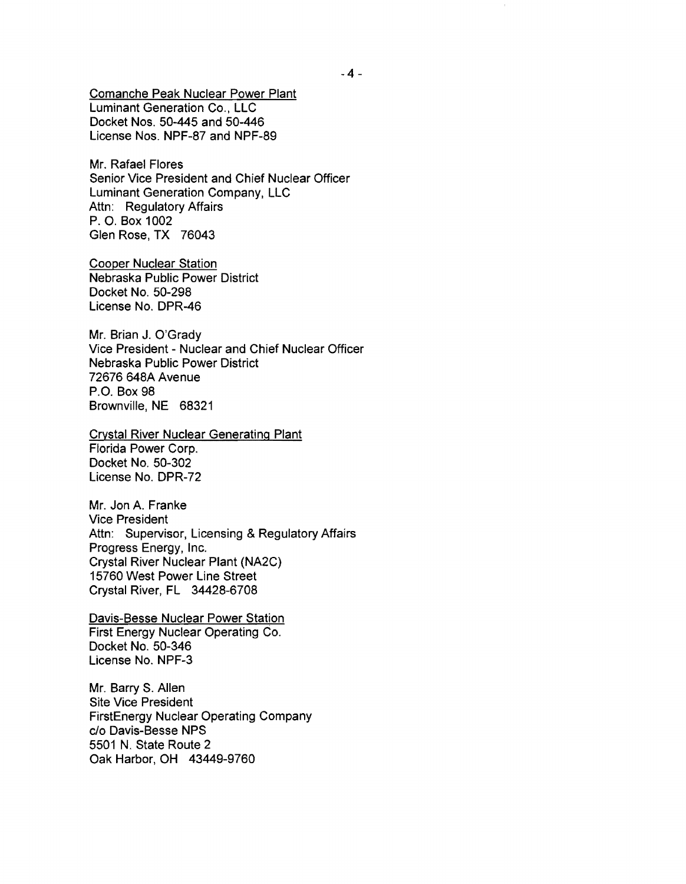Comanche Peak Nuclear Power Plant
Luminant Generation Co., LLC
Docket Nos. 50-445 and 50-446
License Nos. NPF-87 and NPF-89

Mr. Rafael Flores
Senior Vice President and Chief Nuclear Officer
Luminant Generation Company, LLC
Attn: Regulatory Affairs
P. O. Box 1002
Glen Rose, TX 76043

Cooper Nuclear Station
Nebraska Public Power District
Docket No. 50-298
License No. DPR-46

Mr. Brian J. O'Grady
Vice President - Nuclear and Chief Nuclear Officer
Nebraska Public Power District
72676 648A Avenue
P.O. Box 98
Brownville, NE 68321

Crystal River Nuclear Generating Plant
Florida Power Corp.
Docket No. 50-302
License No. DPR-72

Mr. Jon A. Franke
Vice President
Attn: Supervisor, Licensing & Regulatory Affairs
Progress Energy, Inc.
Crystal River Nuclear Plant (NA2C)
15760 West Power Line Street
Crystal River, FL 34428-6708

Davis-Besse Nuclear Power Station
First Energy Nuclear Operating Co.
Docket No. 50-346
License No. NPF-3

Mr. Barry S. Allen
Site Vice President
FirstEnergy Nuclear Operating Company
c/o Davis-Besse NPS
5501 N. State Route 2
Oak Harbor, OH 43449-9760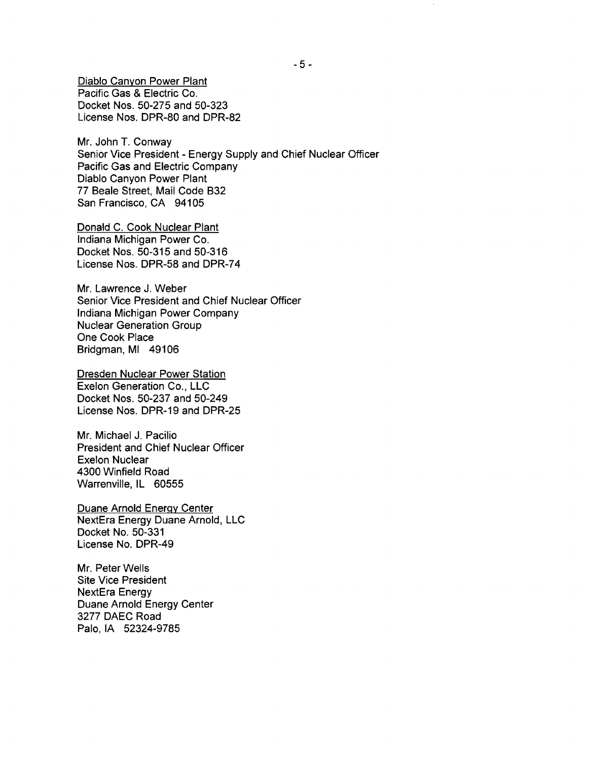<u>Diablo Canyon Power Plant</u>
Pacific Gas & Electric Co.
Docket Nos. 50-275 and 50-323
License Nos. DPR-80 and DPR-82

Mr. John T. Conway
Senior Vice President - Energy Supply and Chief Nuclear Officer
Pacific Gas and Electric Company
Diablo Canyon Power Plant
77 Beale Street, Mail Code B32
San Francisco, CA 94105

<u>Donald C. Cook Nuclear Plant</u>
Indiana Michigan Power Co.
Docket Nos. 50-315 and 50-316
License Nos. DPR-58 and DPR-74

Mr. Lawrence J. Weber
Senior Vice President and Chief Nuclear Officer
Indiana Michigan Power Company
Nuclear Generation Group
One Cook Place
Bridgman, MI 49106

<u>Dresden Nuclear Power Station</u>
Exelon Generation Co., LLC
Docket Nos. 50-237 and 50-249
License Nos. DPR-19 and DPR-25

Mr. Michael J. Pacilio
President and Chief Nuclear Officer
Exelon Nuclear
4300 Winfield Road
Warrenville, IL 60555

<u>Duane Arnold Energy Center</u>
NextEra Energy Duane Arnold, LLC
Docket No. 50-331
License No. DPR-49

Mr. Peter Wells
Site Vice President
NextEra Energy
Duane Arnold Energy Center
3277 DAEC Road
Palo, IA 52324-9785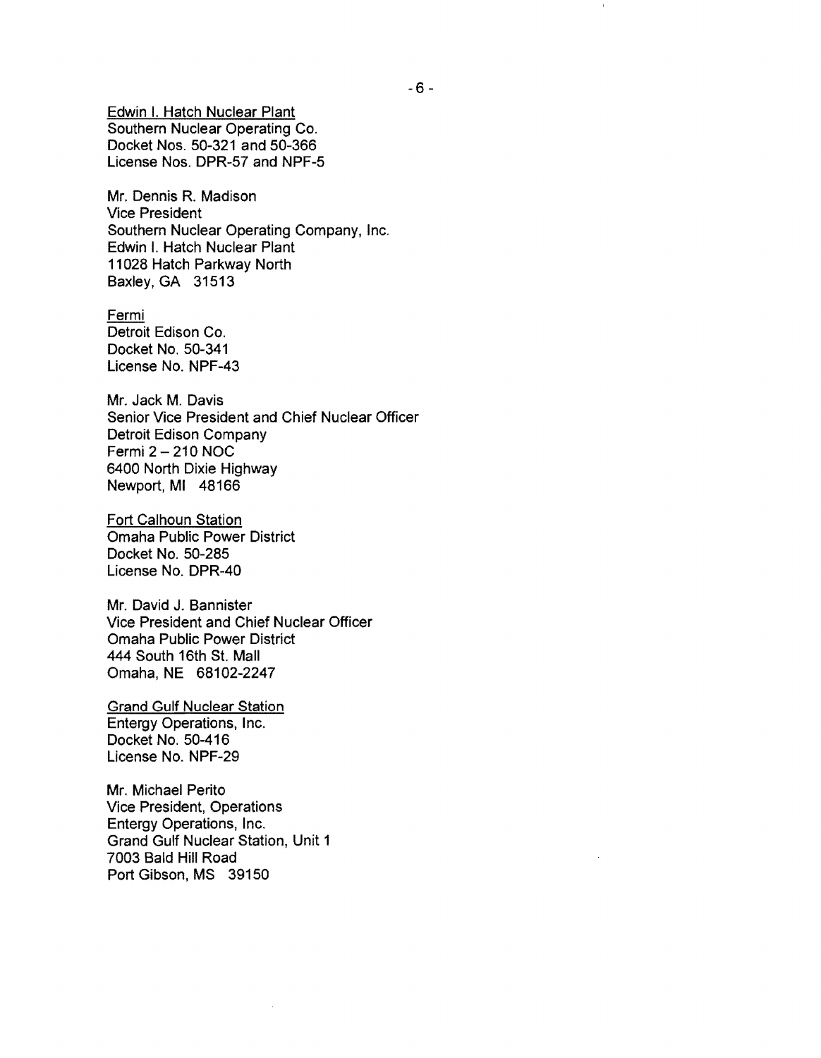<u>Edwin I. Hatch Nuclear Plant</u>
Southern Nuclear Operating Co.
Docket Nos. 50-321 and 50-366
License Nos. DPR-57 and NPF-5

Mr. Dennis R. Madison
Vice President
Southern Nuclear Operating Company, Inc.
Edwin I. Hatch Nuclear Plant
11028 Hatch Parkway North
Baxley, GA 31513

<u>Fermi</u>
Detroit Edison Co.
Docket No. 50-341
License No. NPF-43

Mr. Jack M. Davis
Senior Vice President and Chief Nuclear Officer
Detroit Edison Company
Fermi 2 – 210 NOC
6400 North Dixie Highway
Newport, MI 48166

<u>Fort Calhoun Station</u>
Omaha Public Power District
Docket No. 50-285
License No. DPR-40

Mr. David J. Bannister
Vice President and Chief Nuclear Officer
Omaha Public Power District
444 South 16th St. Mall
Omaha, NE 68102-2247

<u>Grand Gulf Nuclear Station</u>
Entergy Operations, Inc.
Docket No. 50-416
License No. NPF-29

Mr. Michael Perito
Vice President, Operations
Entergy Operations, Inc.
Grand Gulf Nuclear Station, Unit 1
7003 Bald Hill Road
Port Gibson, MS 39150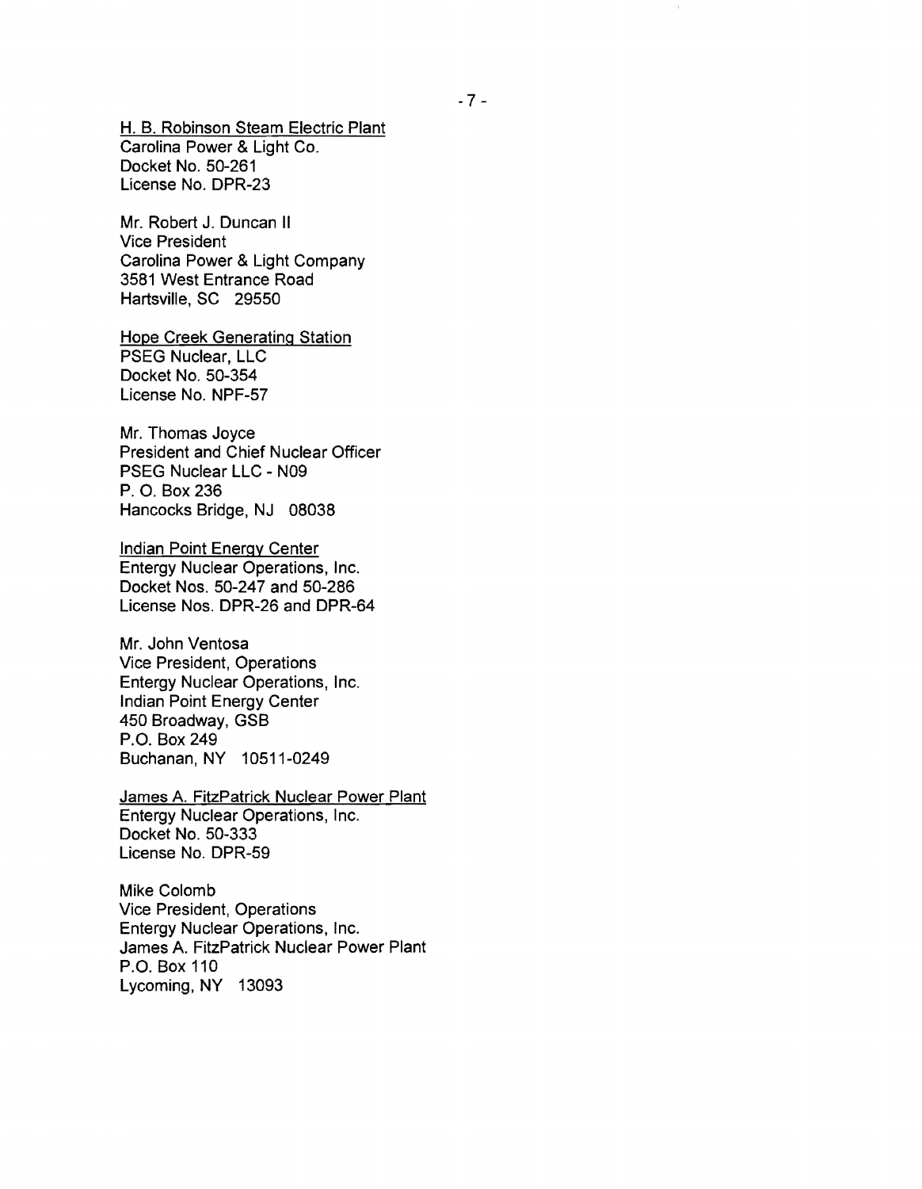H. B. Robinson Steam Electric Plant
Carolina Power & Light Co.
Docket No. 50-261
License No. DPR-23

Mr. Robert J. Duncan II
Vice President
Carolina Power & Light Company
3581 West Entrance Road
Hartsville, SC 29550

Hope Creek Generating Station
PSEG Nuclear, LLC
Docket No. 50-354
License No. NPF-57

Mr. Thomas Joyce
President and Chief Nuclear Officer
PSEG Nuclear LLC - N09
P. O. Box 236
Hancocks Bridge, NJ 08038

Indian Point Energy Center
Entergy Nuclear Operations, Inc.
Docket Nos. 50-247 and 50-286
License Nos. DPR-26 and DPR-64

Mr. John Ventosa
Vice President, Operations
Entergy Nuclear Operations, Inc.
Indian Point Energy Center
450 Broadway, GSB
P.O. Box 249
Buchanan, NY 10511-0249

James A. FitzPatrick Nuclear Power Plant
Entergy Nuclear Operations, Inc.
Docket No. 50-333
License No. DPR-59

Mike Colomb
Vice President, Operations
Entergy Nuclear Operations, Inc.
James A. FitzPatrick Nuclear Power Plant
P.O. Box 110
Lycoming, NY 13093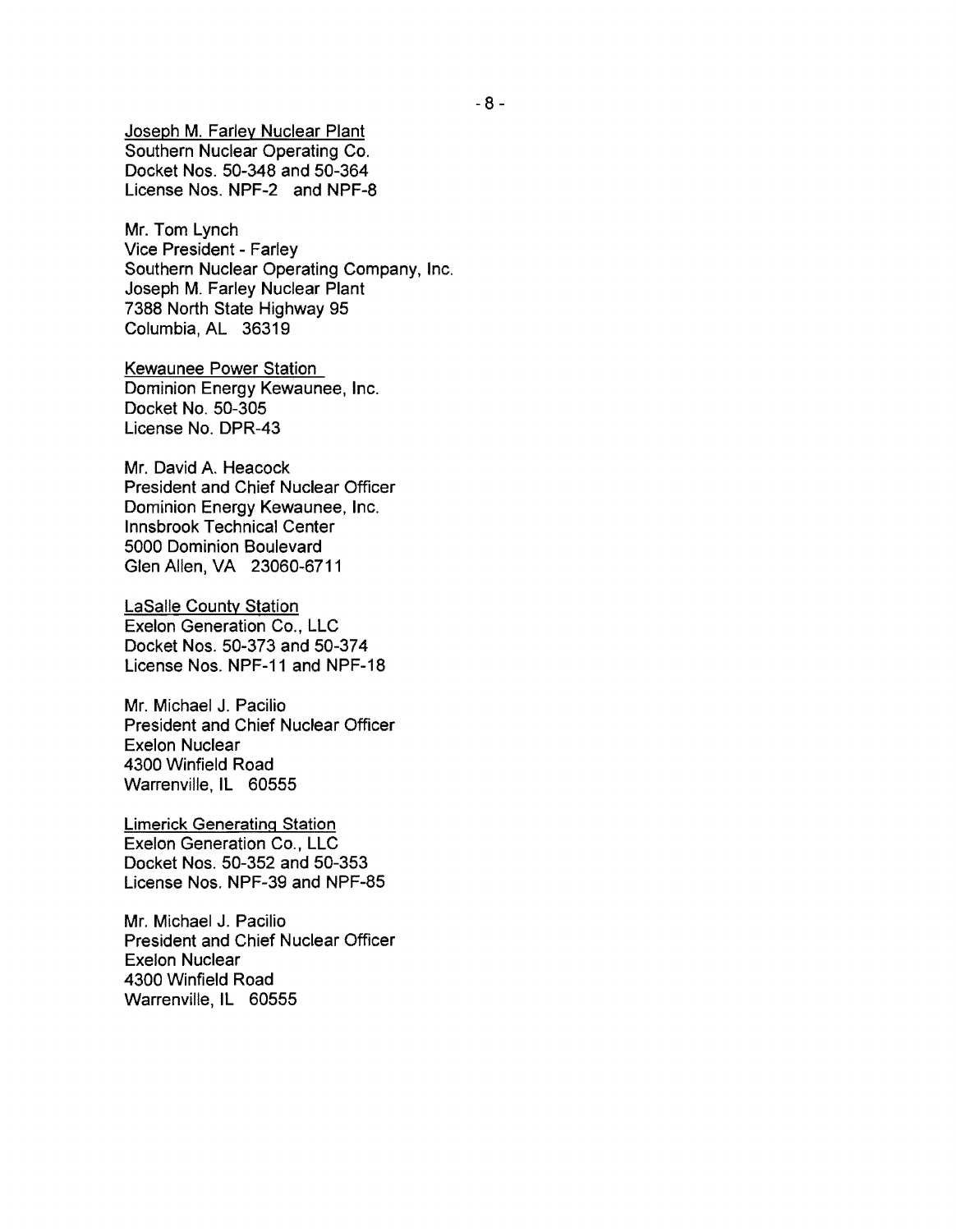Joseph M. Farley Nuclear Plant
Southern Nuclear Operating Co.
Docket Nos. 50-348 and 50-364
License Nos. NPF-2 and NPF-8

Mr. Tom Lynch
Vice President - Farley
Southern Nuclear Operating Company, Inc.
Joseph M. Farley Nuclear Plant
7388 North State Highway 95
Columbia, AL 36319

Kewaunee Power Station
Dominion Energy Kewaunee, Inc.
Docket No. 50-305
License No. DPR-43

Mr. David A. Heacock
President and Chief Nuclear Officer
Dominion Energy Kewaunee, Inc.
Innsbrook Technical Center
5000 Dominion Boulevard
Glen Allen, VA 23060-6711

LaSalle County Station
Exelon Generation Co., LLC
Docket Nos. 50-373 and 50-374
License Nos. NPF-11 and NPF-18

Mr. Michael J. Pacilio
President and Chief Nuclear Officer
Exelon Nuclear
4300 Winfield Road
Warrenville, IL 60555

Limerick Generating Station
Exelon Generation Co., LLC
Docket Nos. 50-352 and 50-353
License Nos. NPF-39 and NPF-85

Mr. Michael J. Pacilio
President and Chief Nuclear Officer
Exelon Nuclear
4300 Winfield Road
Warrenville, IL 60555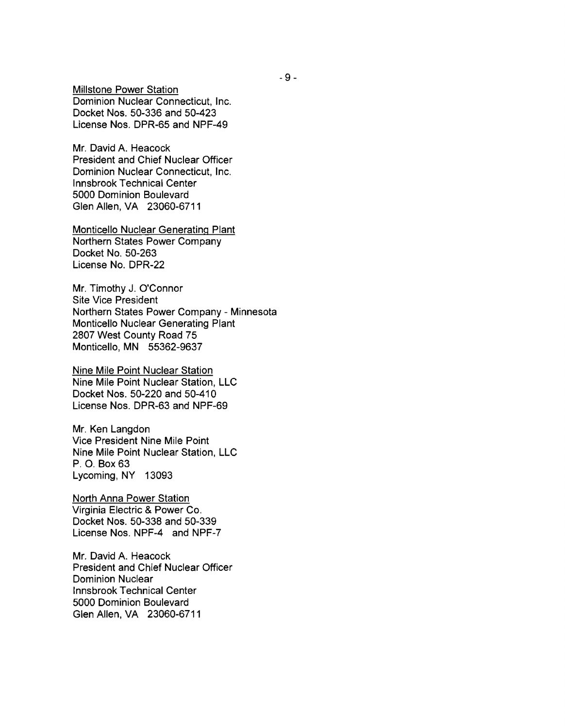<u>Millstone Power Station</u>
Dominion Nuclear Connecticut, Inc.
Docket Nos. 50-336 and 50-423
License Nos. DPR-65 and NPF-49

Mr. David A. Heacock
President and Chief Nuclear Officer
Dominion Nuclear Connecticut, Inc.
Innsbrook Technical Center
5000 Dominion Boulevard
Glen Allen, VA 23060-6711

<u>Monticello Nuclear Generating Plant</u>
Northern States Power Company
Docket No. 50-263
License No. DPR-22

Mr. Timothy J. O'Connor
Site Vice President
Northern States Power Company - Minnesota
Monticello Nuclear Generating Plant
2807 West County Road 75
Monticello, MN 55362-9637

<u>Nine Mile Point Nuclear Station</u>
Nine Mile Point Nuclear Station, LLC
Docket Nos. 50-220 and 50-410
License Nos. DPR-63 and NPF-69

Mr. Ken Langdon
Vice President Nine Mile Point
Nine Mile Point Nuclear Station, LLC
P. O. Box 63
Lycoming, NY 13093

<u>North Anna Power Station</u>
Virginia Electric & Power Co.
Docket Nos. 50-338 and 50-339
License Nos. NPF-4 and NPF-7

Mr. David A. Heacock
President and Chief Nuclear Officer
Dominion Nuclear
Innsbrook Technical Center
5000 Dominion Boulevard
Glen Allen, VA 23060-6711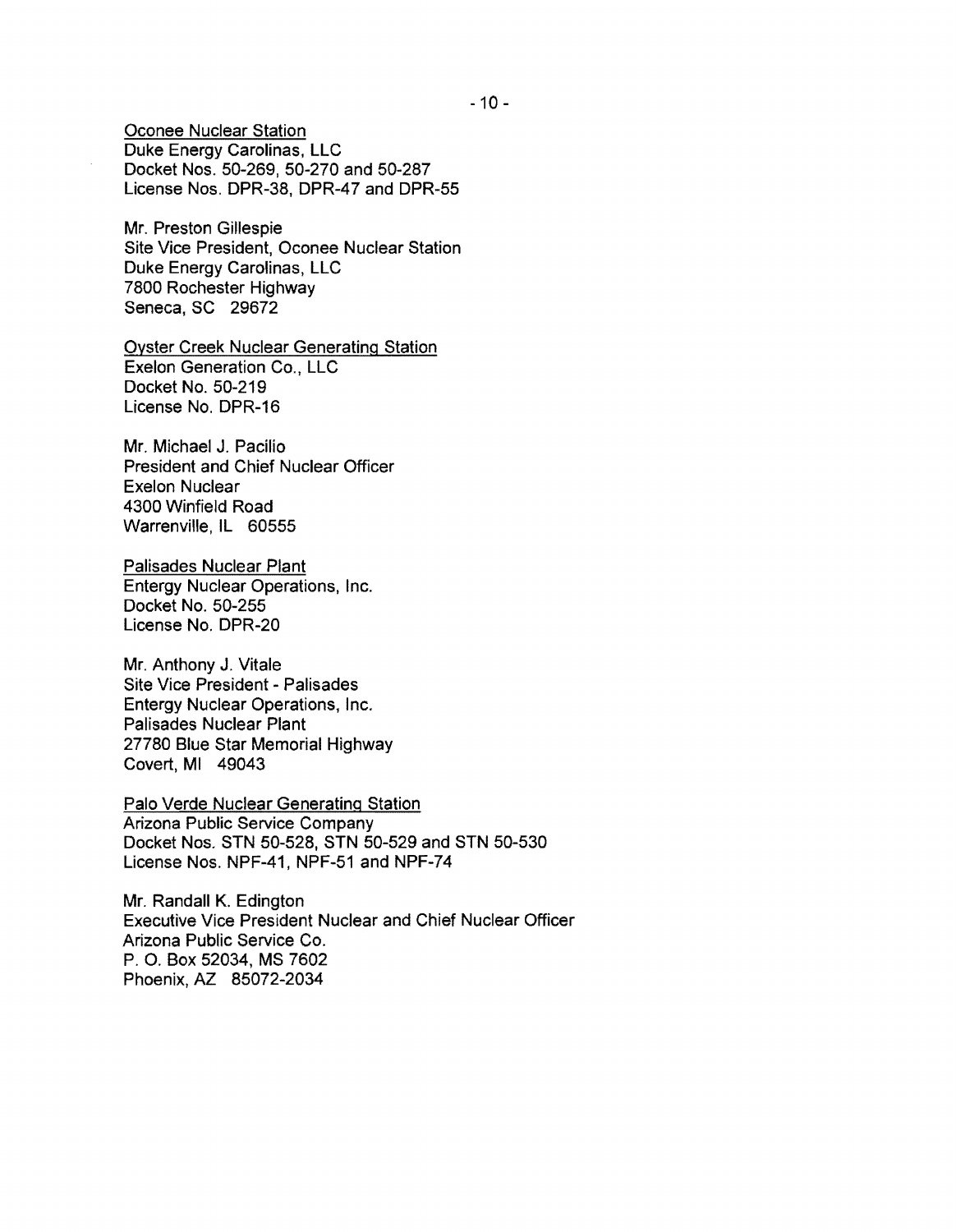Oconee Nuclear Station
Duke Energy Carolinas, LLC
Docket Nos. 50-269, 50-270 and 50-287
License Nos. DPR-38, DPR-47 and DPR-55

Mr. Preston Gillespie
Site Vice President, Oconee Nuclear Station
Duke Energy Carolinas, LLC
7800 Rochester Highway
Seneca, SC 29672

Oyster Creek Nuclear Generating Station
Exelon Generation Co., LLC
Docket No. 50-219
License No. DPR-16

Mr. Michael J. Pacilio
President and Chief Nuclear Officer
Exelon Nuclear
4300 Winfield Road
Warrenville, IL 60555

Palisades Nuclear Plant
Entergy Nuclear Operations, Inc.
Docket No. 50-255
License No. DPR-20

Mr. Anthony J. Vitale
Site Vice President - Palisades
Entergy Nuclear Operations, Inc.
Palisades Nuclear Plant
27780 Blue Star Memorial Highway
Covert, MI 49043

Palo Verde Nuclear Generating Station
Arizona Public Service Company
Docket Nos. STN 50-528, STN 50-529 and STN 50-530
License Nos. NPF-41, NPF-51 and NPF-74

Mr. Randall K. Edington
Executive Vice President Nuclear and Chief Nuclear Officer
Arizona Public Service Co.
P. O. Box 52034, MS 7602
Phoenix, AZ 85072-2034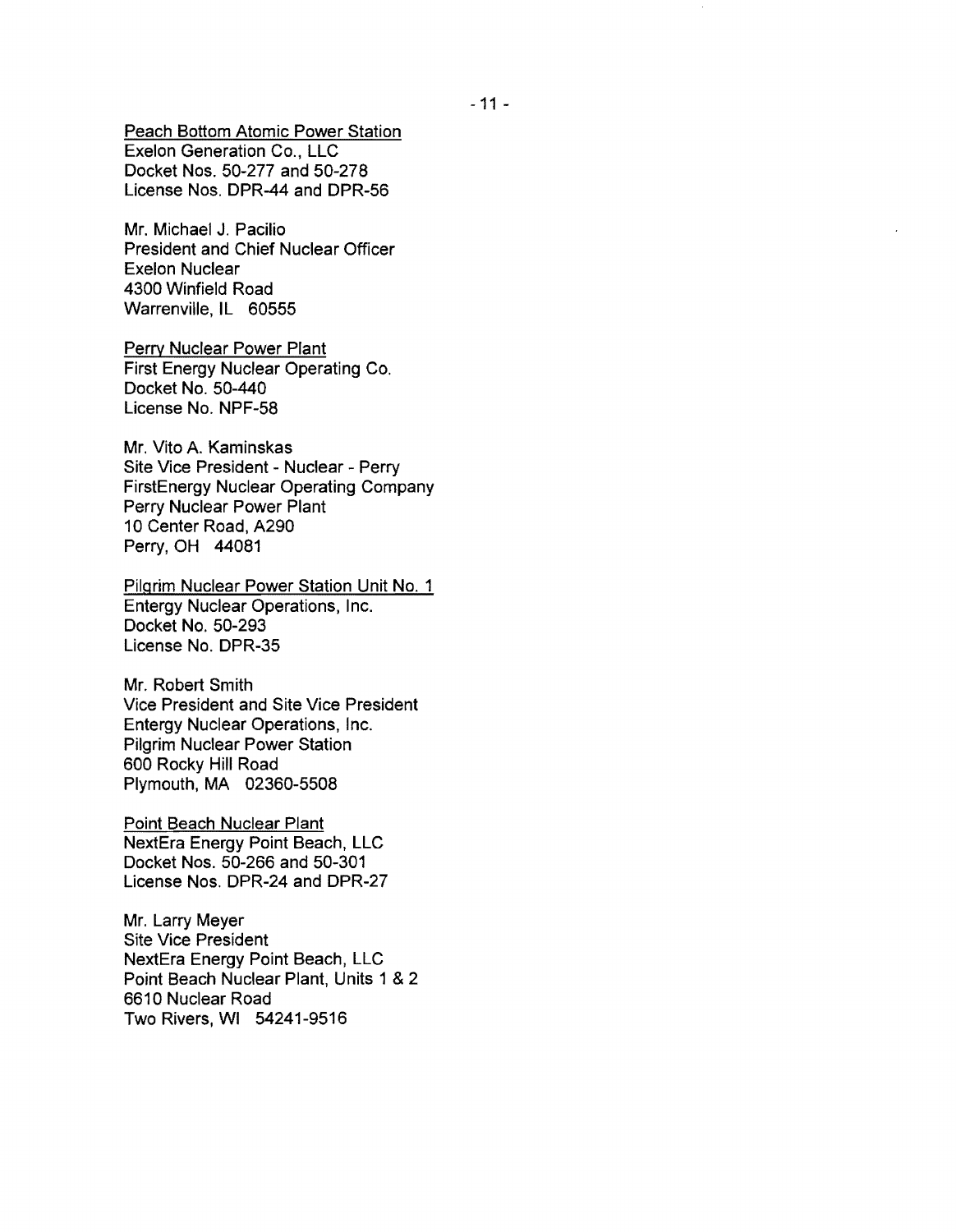<u>Peach Bottom Atomic Power Station</u>
Exelon Generation Co., LLC
Docket Nos. 50-277 and 50-278
License Nos. DPR-44 and DPR-56

Mr. Michael J. Pacilio
President and Chief Nuclear Officer
Exelon Nuclear
4300 Winfield Road
Warrenville, IL 60555

<u>Perry Nuclear Power Plant</u>
First Energy Nuclear Operating Co.
Docket No. 50-440
License No. NPF-58

Mr. Vito A. Kaminskas
Site Vice President - Nuclear - Perry
FirstEnergy Nuclear Operating Company
Perry Nuclear Power Plant
10 Center Road, A290
Perry, OH 44081

<u>Pilgrim Nuclear Power Station Unit No. 1</u>
Entergy Nuclear Operations, Inc.
Docket No. 50-293
License No. DPR-35

Mr. Robert Smith
Vice President and Site Vice President
Entergy Nuclear Operations, Inc.
Pilgrim Nuclear Power Station
600 Rocky Hill Road
Plymouth, MA 02360-5508

<u>Point Beach Nuclear Plant</u>
NextEra Energy Point Beach, LLC
Docket Nos. 50-266 and 50-301
License Nos. DPR-24 and DPR-27

Mr. Larry Meyer
Site Vice President
NextEra Energy Point Beach, LLC
Point Beach Nuclear Plant, Units 1 & 2
6610 Nuclear Road
Two Rivers, WI 54241-9516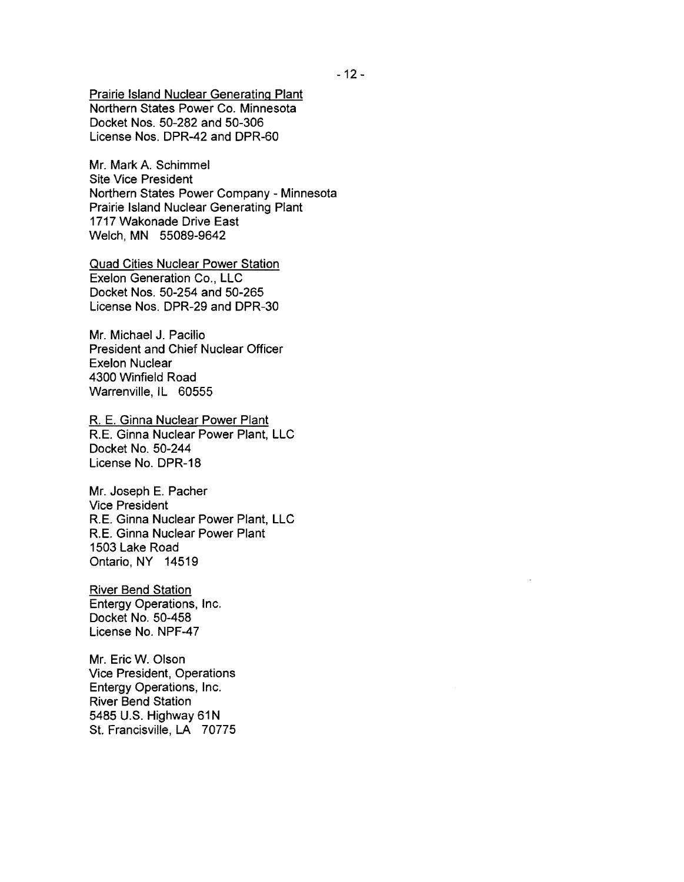Prairie Island Nuclear Generating Plant
Northern States Power Co. Minnesota
Docket Nos. 50-282 and 50-306
License Nos. DPR-42 and DPR-60

Mr. Mark A. Schimmel
Site Vice President
Northern States Power Company - Minnesota
Prairie Island Nuclear Generating Plant
1717 Wakonade Drive East
Welch, MN 55089-9642

Quad Cities Nuclear Power Station
Exelon Generation Co., LLC
Docket Nos. 50-254 and 50-265
License Nos. DPR-29 and DPR-30

Mr. Michael J. Pacilio
President and Chief Nuclear Officer
Exelon Nuclear
4300 Winfield Road
Warrenville, IL 60555

R. E. Ginna Nuclear Power Plant
R.E. Ginna Nuclear Power Plant, LLC
Docket No. 50-244
License No. DPR-18

Mr. Joseph E. Pacher
Vice President
R.E. Ginna Nuclear Power Plant, LLC
R.E. Ginna Nuclear Power Plant
1503 Lake Road
Ontario, NY 14519

River Bend Station
Entergy Operations, Inc.
Docket No. 50-458
License No. NPF-47

Mr. Eric W. Olson
Vice President, Operations
Entergy Operations, Inc.
River Bend Station
5485 U.S. Highway 61N
St. Francisville, LA 70775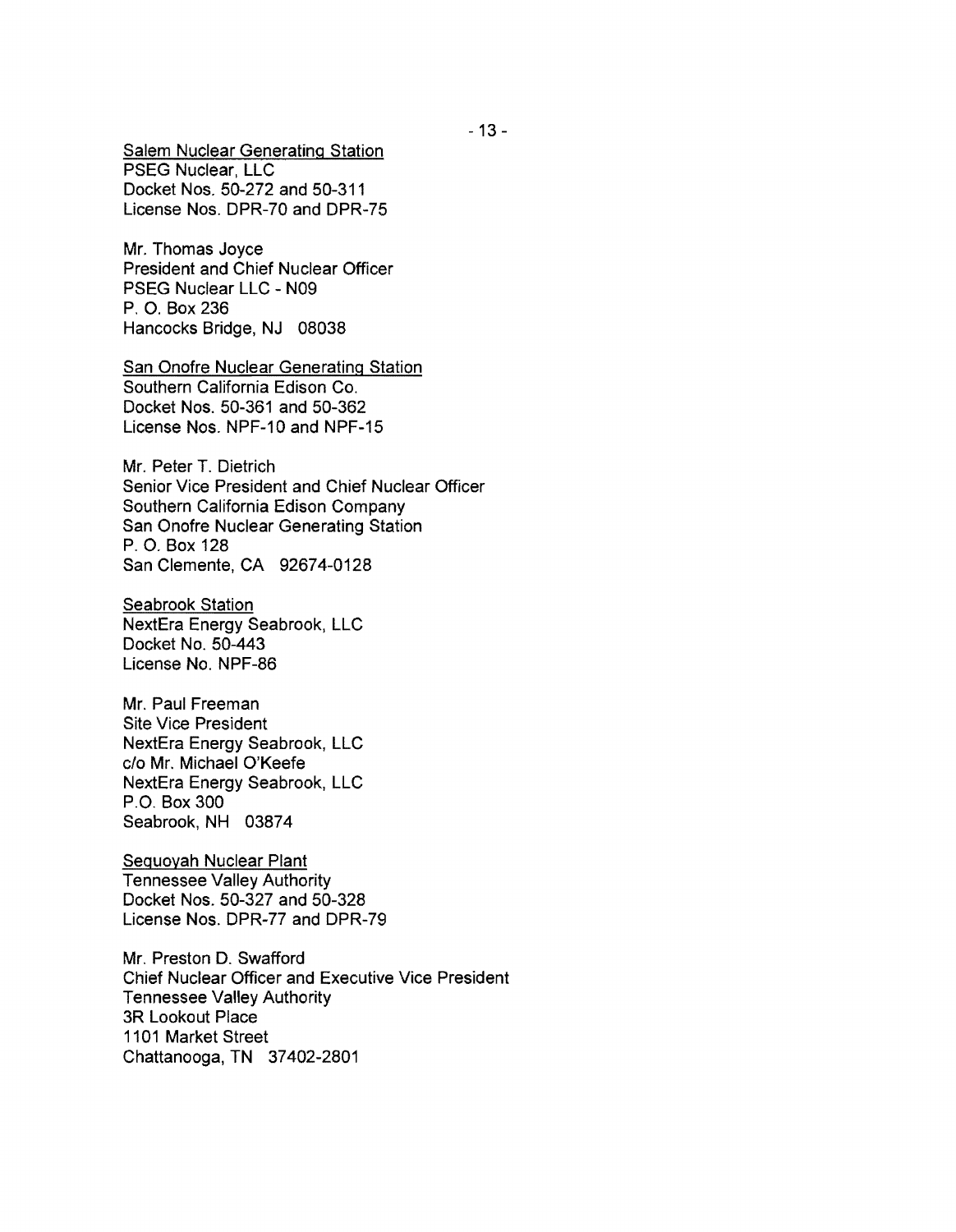<u>Salem Nuclear Generating Station</u>
PSEG Nuclear, LLC
Docket Nos. 50-272 and 50-311
License Nos. DPR-70 and DPR-75

Mr. Thomas Joyce
President and Chief Nuclear Officer
PSEG Nuclear LLC - N09
P. O. Box 236
Hancocks Bridge, NJ 08038

<u>San Onofre Nuclear Generating Station</u>
Southern California Edison Co.
Docket Nos. 50-361 and 50-362
License Nos. NPF-10 and NPF-15

Mr. Peter T. Dietrich
Senior Vice President and Chief Nuclear Officer
Southern California Edison Company
San Onofre Nuclear Generating Station
P. O. Box 128
San Clemente, CA 92674-0128

<u>Seabrook Station</u>
NextEra Energy Seabrook, LLC
Docket No. 50-443
License No. NPF-86

Mr. Paul Freeman
Site Vice President
NextEra Energy Seabrook, LLC
c/o Mr. Michael O'Keefe
NextEra Energy Seabrook, LLC
P.O. Box 300
Seabrook, NH 03874

<u>Sequoyah Nuclear Plant</u>
Tennessee Valley Authority
Docket Nos. 50-327 and 50-328
License Nos. DPR-77 and DPR-79

Mr. Preston D. Swafford
Chief Nuclear Officer and Executive Vice President
Tennessee Valley Authority
3R Lookout Place
1101 Market Street
Chattanooga, TN 37402-2801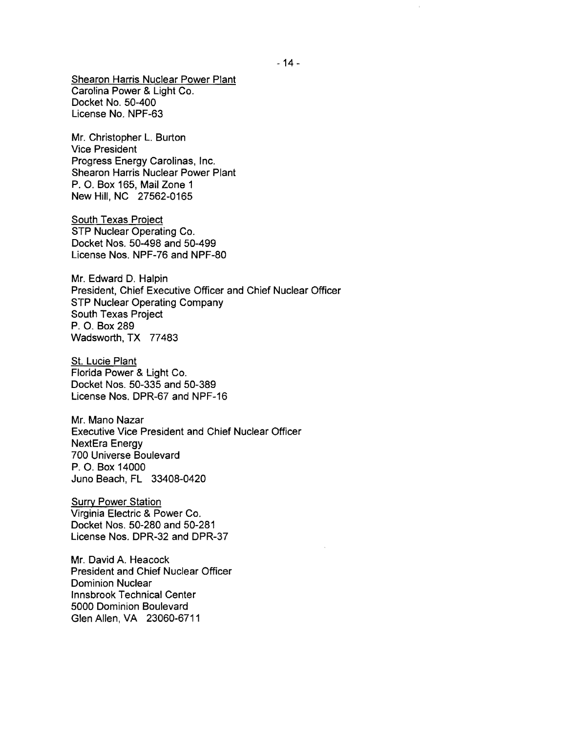Shearon Harris Nuclear Power Plant
Carolina Power & Light Co.
Docket No. 50-400
License No. NPF-63

Mr. Christopher L. Burton
Vice President
Progress Energy Carolinas, Inc.
Shearon Harris Nuclear Power Plant
P. O. Box 165, Mail Zone 1
New Hill, NC 27562-0165

South Texas Project
STP Nuclear Operating Co.
Docket Nos. 50-498 and 50-499
License Nos. NPF-76 and NPF-80

Mr. Edward D. Halpin
President, Chief Executive Officer and Chief Nuclear Officer
STP Nuclear Operating Company
South Texas Project
P. O. Box 289
Wadsworth, TX 77483

St. Lucie Plant
Florida Power & Light Co.
Docket Nos. 50-335 and 50-389
License Nos. DPR-67 and NPF-16

Mr. Mano Nazar
Executive Vice President and Chief Nuclear Officer
NextEra Energy
700 Universe Boulevard
P. O. Box 14000
Juno Beach, FL 33408-0420

Surry Power Station
Virginia Electric & Power Co.
Docket Nos. 50-280 and 50-281
License Nos. DPR-32 and DPR-37

Mr. David A. Heacock
President and Chief Nuclear Officer
Dominion Nuclear
Innsbrook Technical Center
5000 Dominion Boulevard
Glen Allen, VA 23060-6711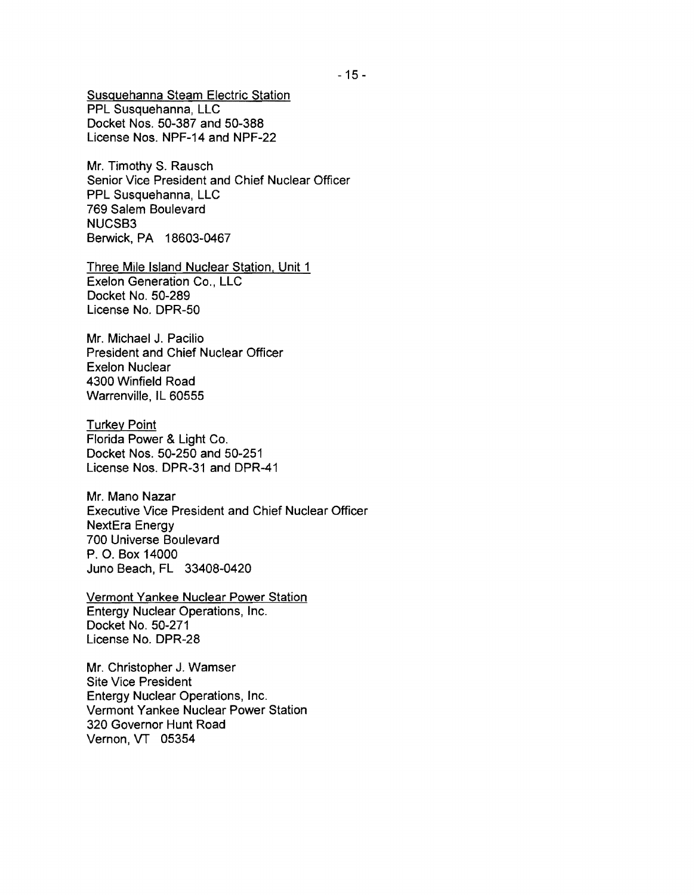Susquehanna Steam Electric Station
PPL Susquehanna, LLC
Docket Nos. 50-387 and 50-388
License Nos. NPF-14 and NPF-22

Mr. Timothy S. Rausch
Senior Vice President and Chief Nuclear Officer
PPL Susquehanna, LLC
769 Salem Boulevard
NUCSB3
Berwick, PA 18603-0467

Three Mile Island Nuclear Station, Unit 1
Exelon Generation Co., LLC
Docket No. 50-289
License No. DPR-50

Mr. Michael J. Pacilio
President and Chief Nuclear Officer
Exelon Nuclear
4300 Winfield Road
Warrenville, IL 60555

Turkey Point
Florida Power & Light Co.
Docket Nos. 50-250 and 50-251
License Nos. DPR-31 and DPR-41

Mr. Mano Nazar
Executive Vice President and Chief Nuclear Officer
NextEra Energy
700 Universe Boulevard
P. O. Box 14000
Juno Beach, FL 33408-0420

Vermont Yankee Nuclear Power Station
Entergy Nuclear Operations, Inc.
Docket No. 50-271
License No. DPR-28

Mr. Christopher J. Wamser
Site Vice President
Entergy Nuclear Operations, Inc.
Vermont Yankee Nuclear Power Station
320 Governor Hunt Road
Vernon, VT 05354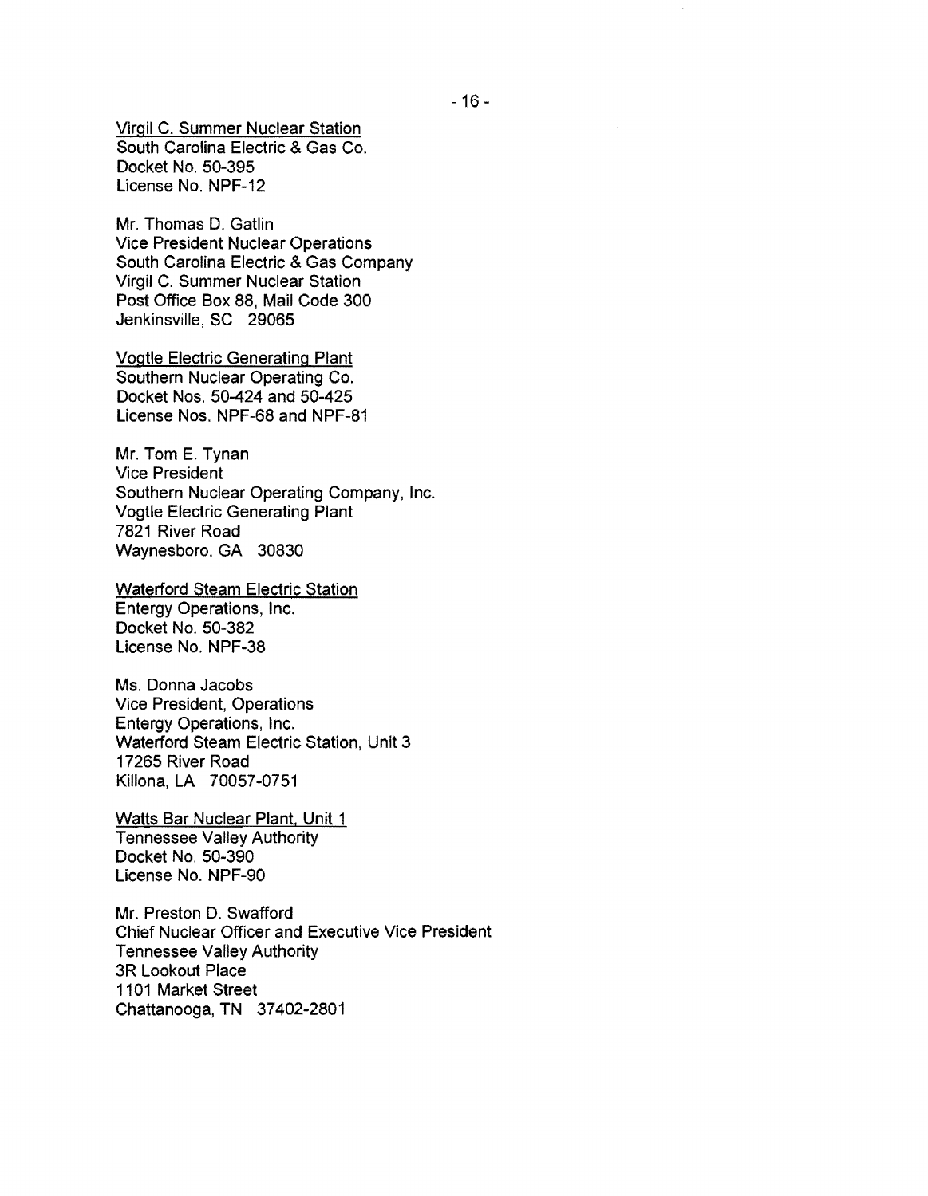Virgil C. Summer Nuclear Station
South Carolina Electric & Gas Co.
Docket No. 50-395
License No. NPF-12

Mr. Thomas D. Gatlin
Vice President Nuclear Operations
South Carolina Electric & Gas Company
Virgil C. Summer Nuclear Station
Post Office Box 88, Mail Code 300
Jenkinsville, SC 29065

Vogtle Electric Generating Plant
Southern Nuclear Operating Co.
Docket Nos. 50-424 and 50-425
License Nos. NPF-68 and NPF-81

Mr. Tom E. Tynan
Vice President
Southern Nuclear Operating Company, Inc.
Vogtle Electric Generating Plant
7821 River Road
Waynesboro, GA 30830

Waterford Steam Electric Station
Entergy Operations, Inc.
Docket No. 50-382
License No. NPF-38

Ms. Donna Jacobs
Vice President, Operations
Entergy Operations, Inc.
Waterford Steam Electric Station, Unit 3
17265 River Road
Killona, LA 70057-0751

Watts Bar Nuclear Plant, Unit 1
Tennessee Valley Authority
Docket No. 50-390
License No. NPF-90

Mr. Preston D. Swafford
Chief Nuclear Officer and Executive Vice President
Tennessee Valley Authority
3R Lookout Place
1101 Market Street
Chattanooga, TN 37402-2801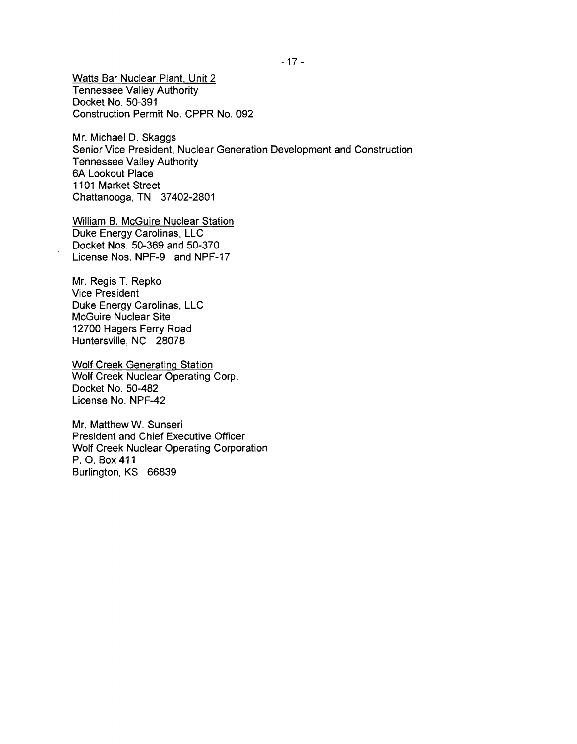Watts Bar Nuclear Plant, Unit 2
Tennessee Valley Authority
Docket No. 50-391
Construction Permit No. CPPR No. 092

Mr. Michael D. Skaggs
Senior Vice President, Nuclear Generation Development and Construction
Tennessee Valley Authority
6A Lookout Place
1101 Market Street
Chattanooga, TN 37402-2801

William B. McGuire Nuclear Station
Duke Energy Carolinas, LLC
Docket Nos. 50-369 and 50-370
License Nos. NPF-9 and NPF-17

Mr. Regis T. Repko
Vice President
Duke Energy Carolinas, LLC
McGuire Nuclear Site
12700 Hagers Ferry Road
Huntersville, NC 28078

Wolf Creek Generating Station
Wolf Creek Nuclear Operating Corp.
Docket No. 50-482
License No. NPF-42

Mr. Matthew W. Sunseri
President and Chief Executive Officer
Wolf Creek Nuclear Operating Corporation
P. O. Box 411
Burlington, KS 66839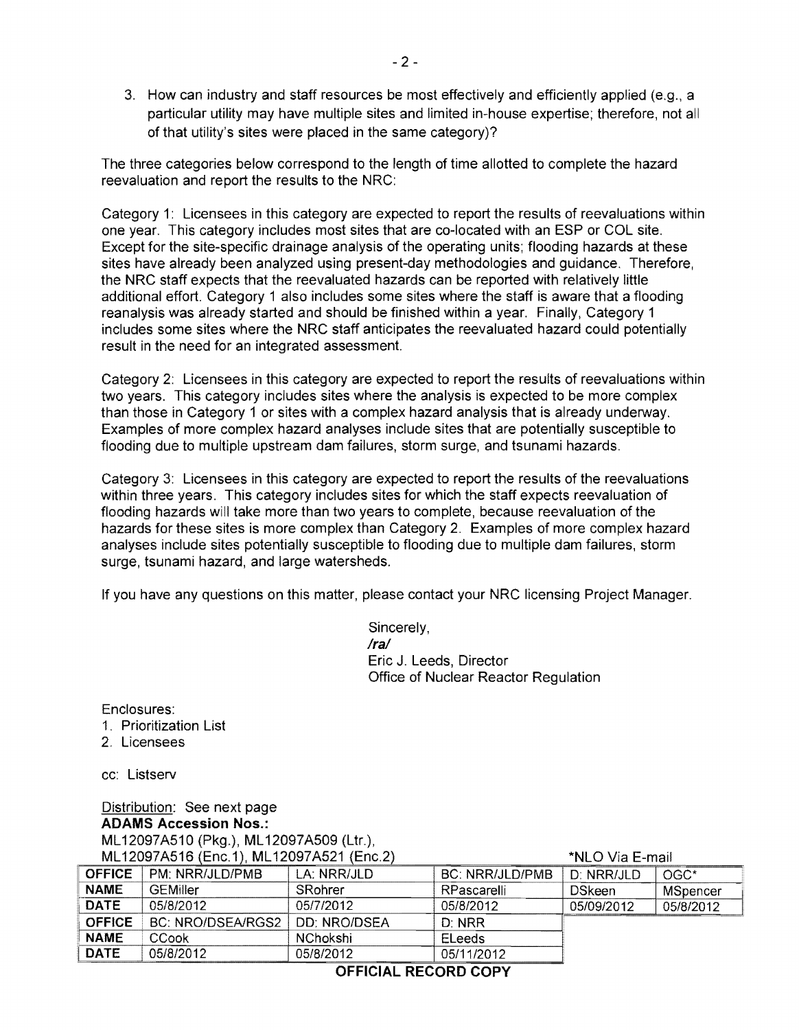3. How can industry and staff resources be most effectively and efficiently applied (e.g., a particular utility may have multiple sites and limited in-house expertise; therefore, not all of that utility's sites were placed in the same category)?

The three categories below correspond to the length of time allotted to complete the hazard reevaluation and report the results to the NRC:

Category 1: Licensees in this category are expected to report the results of reevaluations within one year. This category includes most sites that are co-located with an ESP or COL site. Except for the site-specific drainage analysis of the operating units; flooding hazards at these sites have already been analyzed using present-day methodologies and guidance. Therefore, the NRC staff expects that the reevaluated hazards can be reported with relatively little additional effort. Category 1 also includes some sites where the staff is aware that a flooding reanalysis was already started and should be finished within a year. Finally, Category 1 includes some sites where the NRC staff anticipates the reevaluated hazard could potentially result in the need for an integrated assessment.

Category 2: Licensees in this category are expected to report the results of reevaluations within two years. This category includes sites where the analysis is expected to be more complex than those in Category 1 or sites with a complex hazard analysis that is already underway. Examples of more complex hazard analyses include sites that are potentially susceptible to flooding due to multiple upstream dam failures, storm surge, and tsunami hazards.

Category 3: Licensees in this category are expected to report the results of the reevaluations within three years. This category includes sites for which the staff expects reevaluation of flooding hazards will take more than two years to complete, because reevaluation of the hazards for these sites is more complex than Category 2. Examples of more complex hazard analyses include sites potentially susceptible to flooding due to multiple dam failures, storm surge, tsunami hazard, and large watersheds.

If you have any questions on this matter, please contact your NRC licensing Project Manager.

Sincerely,
*/ra/*
Eric J. Leeds, Director
Office of Nuclear Reactor Regulation

Enclosures:
1. Prioritization List
2. Licensees

cc: Listserv

Distribution: See next page
**ADAMS Accession Nos.:**
ML12097A510 (Pkg.), ML12097A509 (Ltr.),
ML12097A516 (Enc.1), ML12097A521 (Enc.2)

*NLO Via E-mail

| OFFICE | PM: NRR/JLD/PMB | LA: NRR/JLD | BC: NRR/JLD/PMB | D: NRR/JLD | OGC* |
|---|---|---|---|---|---|
| NAME | GEMiller | SRohrer | RPascarelli | DSkeen | MSpencer |
| DATE | 05/8/2012 | 05/7/2012 | 05/8/2012 | 05/09/2012 | 05/8/2012 |
| OFFICE | BC: NRO/DSEA/RGS2 | DD: NRO/DSEA | D: NRR | | |
| NAME | CCook | NChokshi | ELeeds | | |
| DATE | 05/8/2012 | 05/8/2012 | 05/11/2012 | | |

**OFFICIAL RECORD COPY**